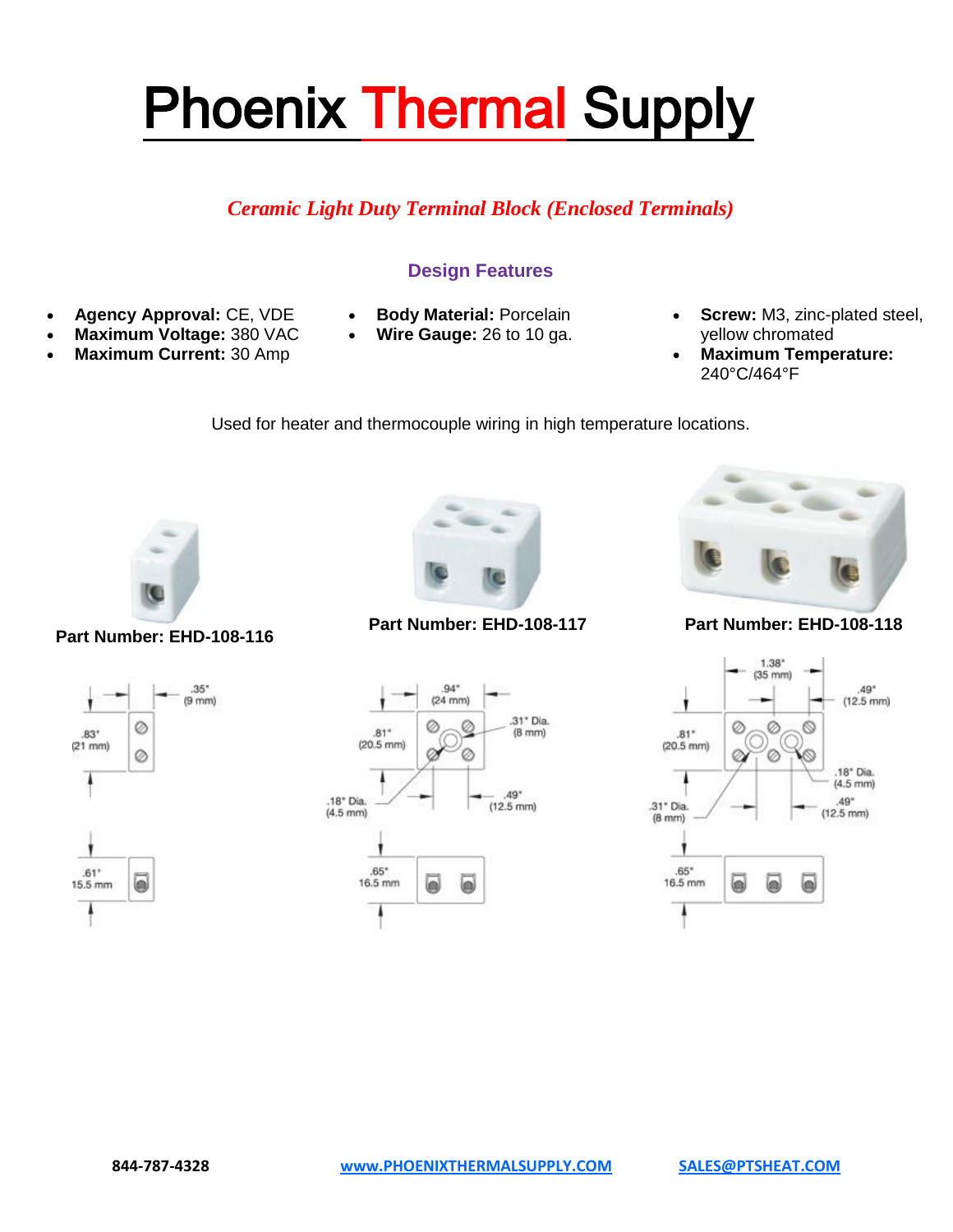# Phoenix Thermal Supply

*Ceramic Light Duty Terminal Block (Enclosed Terminals)*

## Design Features

- **Agency Approval:** CE, VDE
- **Maximum Voltage:** 380 VAC
- **Maximum Current:** 30 Amp
- **Body Material:** Porcelain
- **Wire Gauge:** 26 to 10 ga.
- **Screw:** M3, zinc-plated steel, yellow chromated
- **Maximum Temperature:** 240°C/464°F

Used for heater and thermocouple wiring in high temperature locations.

**Part Number: EHD-108-116**

.35" (9 mm)
.83" (21 mm)
.61" 15.5 mm

**Part Number: EHD-108-117**

.94" (24 mm)
.81" (20.5 mm)
.31" Dia. (8 mm)
.18" Dia. (4.5 mm)
.49" (12.5 mm)
.65" 16.5 mm

**Part Number: EHD-108-118**

1.38" (35 mm)
.49" (12.5 mm)
.81" (20.5 mm)
.18" Dia. (4.5 mm)
.31" Dia. (8 mm)
.49" (12.5 mm)
.65" 16.5 mm

844-787-4328 | www.PHOENIXTHERMALSUPPLY.COM | SALES@PTSHEAT.COM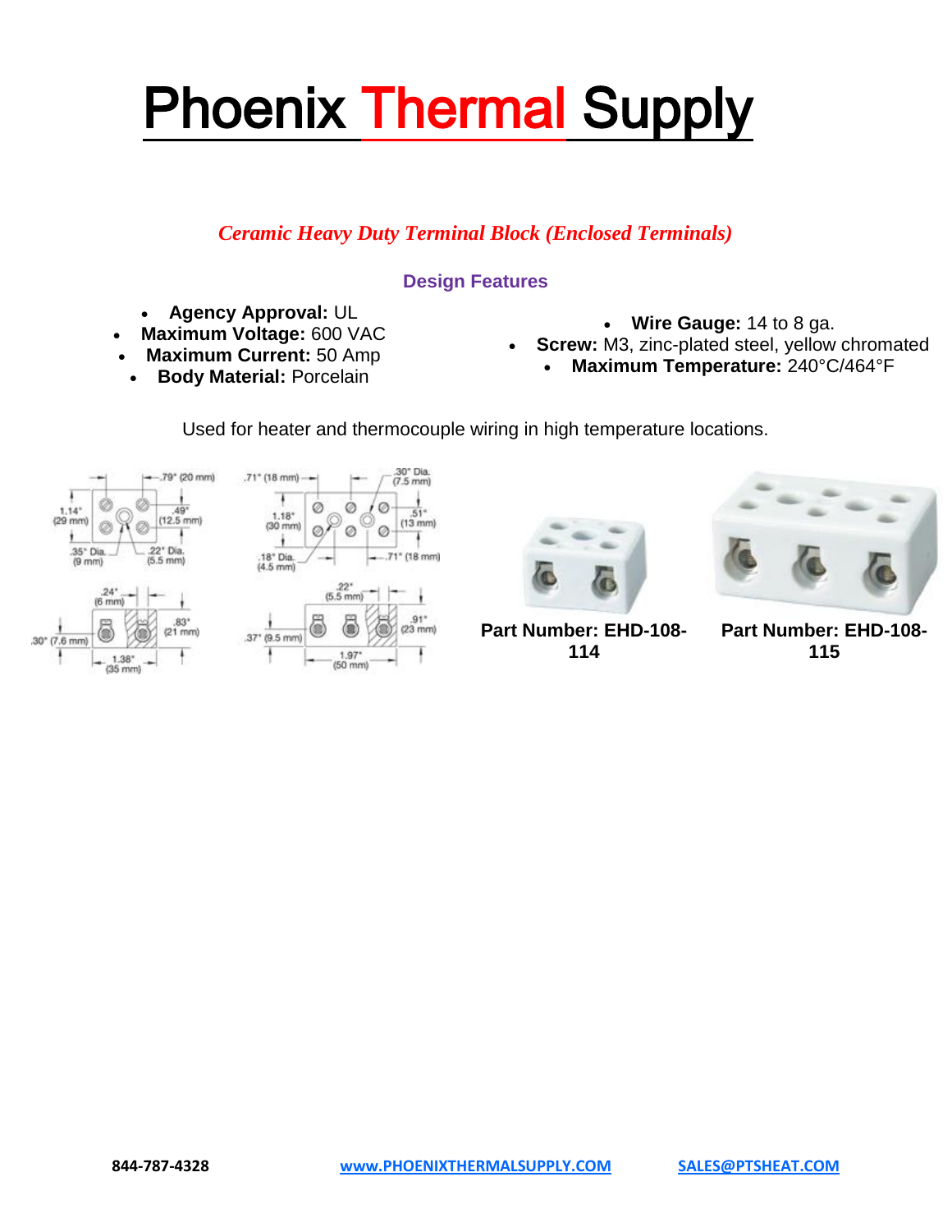# Phoenix Thermal Supply

***Ceramic Heavy Duty Terminal Block (Enclosed Terminals)***

## Design Features

- **Agency Approval:** UL
- **Maximum Voltage:** 600 VAC
- **Maximum Current:** 50 Amp
- **Body Material:** Porcelain
- **Wire Gauge:** 14 to 8 ga.
- **Screw:** M3, zinc-plated steel, yellow chromated
- **Maximum Temperature:** 240°C/464°F

Used for heater and thermocouple wiring in high temperature locations.

**Part Number: EHD-108-114**

**Part Number: EHD-108-115**

844-787-4328 [www.PHOENIXTHERMALSUPPLY.COM](http://www.PHOENIXTHERMALSUPPLY.COM) [SALES@PTSHEAT.COM](mailto:SALES@PTSHEAT.COM)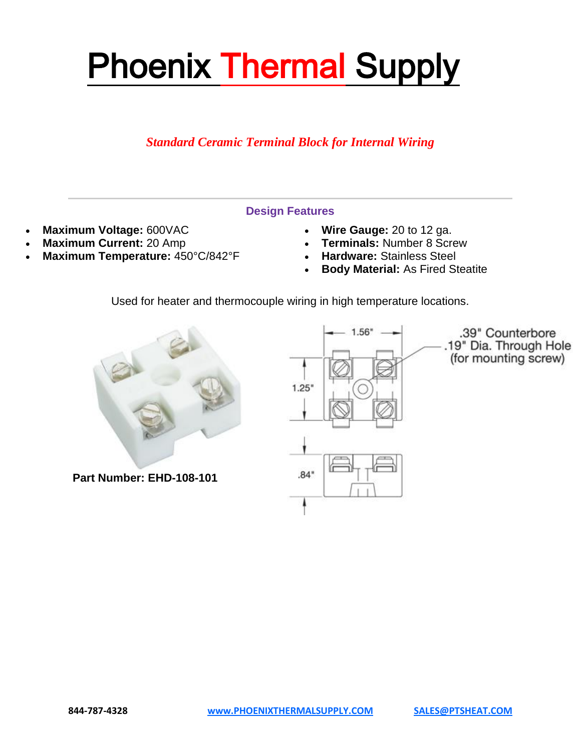# Phoenix Thermal Supply

*Standard Ceramic Terminal Block for Internal Wiring*

---

### Design Features

- **Maximum Voltage:** 600VAC
- **Maximum Current:** 20 Amp
- **Maximum Temperature:** 450°C/842°F

- **Wire Gauge:** 20 to 12 ga.
- **Terminals:** Number 8 Screw
- **Hardware:** Stainless Steel
- **Body Material:** As Fired Steatite

Used for heater and thermocouple wiring in high temperature locations.

**Part Number: EHD-108-101**

1.56"

1.25"

.84"

.39" Counterbore
.19" Dia. Through Hole
(for mounting screw)

844-787-4328 [WWW.PHOENIXTHERMALSUPPLY.COM](http://www.phoenixthermalsupply.com) [SALES@PTSHEAT.COM](mailto:sales@ptsheat.com)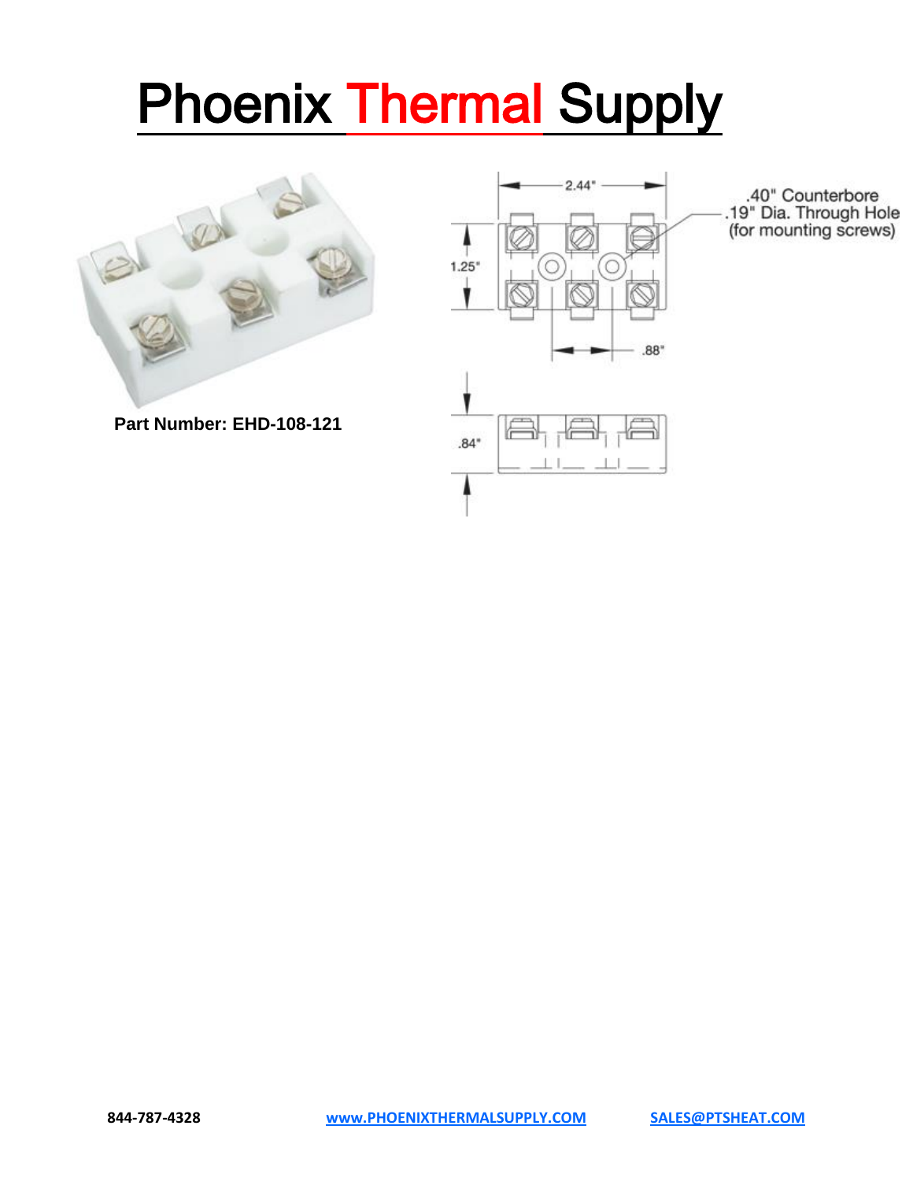# Phoenix Thermal Supply

**Part Number: EHD-108-121**

2.44"

.40" Counterbore
.19" Dia. Through Hole
(for mounting screws)

1.25"

.88"

.84"

844-787-4328 [www.PHOENIXTHERMALSUPPLY.COM](http://www.PHOENIXTHERMALSUPPLY.COM) [SALES@PTSHEAT.COM](mailto:SALES@PTSHEAT.COM)